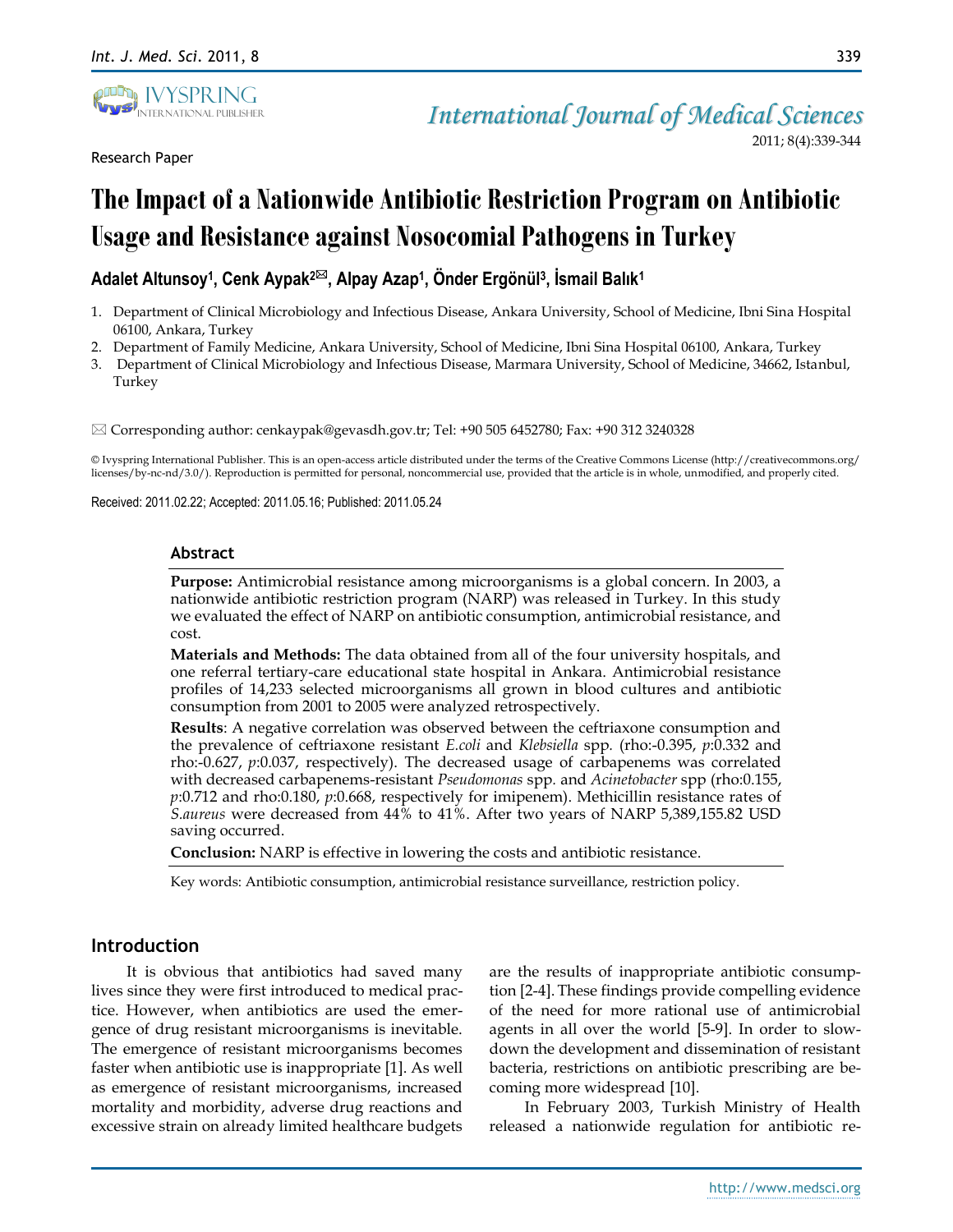Research Paper

# The Impact of a Nationwide Antibiotic Restriction Program on Antibiotic Usage and Resistance against Nosocomial Pathogens in Turkey

**Adalet Altunsoy[1], Cenk Aypak[2]✉, Alpay Azap[1], Önder Ergönül[3], İsmail Balık[1]**

1. Department of Clinical Microbiology and Infectious Disease, Ankara University, School of Medicine, Ibni Sina Hospital 06100, Ankara, Turkey
2. Department of Family Medicine, Ankara University, School of Medicine, Ibni Sina Hospital 06100, Ankara, Turkey
3. Department of Clinical Microbiology and Infectious Disease, Marmara University, School of Medicine, 34662, Istanbul, Turkey

✉ Corresponding author: cenkaypak@gevasdh.gov.tr; Tel: +90 505 6452780; Fax: +90 312 3240328

© Ivyspring International Publisher. This is an open-access article distributed under the terms of the Creative Commons License (http://creativecommons.org/licenses/by-nc-nd/3.0/). Reproduction is permitted for personal, noncommercial use, provided that the article is in whole, unmodified, and properly cited.

Received: 2011.02.22; Accepted: 2011.05.16; Published: 2011.05.24

## Abstract

**Purpose:** Antimicrobial resistance among microorganisms is a global concern. In 2003, a nationwide antibiotic restriction program (NARP) was released in Turkey. In this study we evaluated the effect of NARP on antibiotic consumption, antimicrobial resistance, and cost.

**Materials and Methods:** The data obtained from all of the four university hospitals, and one referral tertiary-care educational state hospital in Ankara. Antimicrobial resistance profiles of 14,233 selected microorganisms all grown in blood cultures and antibiotic consumption from 2001 to 2005 were analyzed retrospectively.

**Results**: A negative correlation was observed between the ceftriaxone consumption and the prevalence of ceftriaxone resistant *E.coli* and *Klebsiella* spp. (rho:-0.395, *p*:0.332 and rho:-0.627, *p*:0.037, respectively). The decreased usage of carbapenems was correlated with decreased carbapenems-resistant *Pseudomonas* spp. and *Acinetobacter* spp (rho:0.155, *p*:0.712 and rho:0.180, *p*:0.668, respectively for imipenem). Methicillin resistance rates of *S.aureus* were decreased from 44% to 41%. After two years of NARP 5,389,155.82 USD saving occurred.

**Conclusion:** NARP is effective in lowering the costs and antibiotic resistance.

Key words: Antibiotic consumption, antimicrobial resistance surveillance, restriction policy.

## Introduction

It is obvious that antibiotics had saved many lives since they were first introduced to medical practice. However, when antibiotics are used the emergence of drug resistant microorganisms is inevitable. The emergence of resistant microorganisms becomes faster when antibiotic use is inappropriate [1]. As well as emergence of resistant microorganisms, increased mortality and morbidity, adverse drug reactions and excessive strain on already limited healthcare budgets are the results of inappropriate antibiotic consumption [2-4]. These findings provide compelling evidence of the need for more rational use of antimicrobial agents in all over the world [5-9]. In order to slowdown the development and dissemination of resistant bacteria, restrictions on antibiotic prescribing are becoming more widespread [10].

In February 2003, Turkish Ministry of Health released a nationwide regulation for antibiotic re-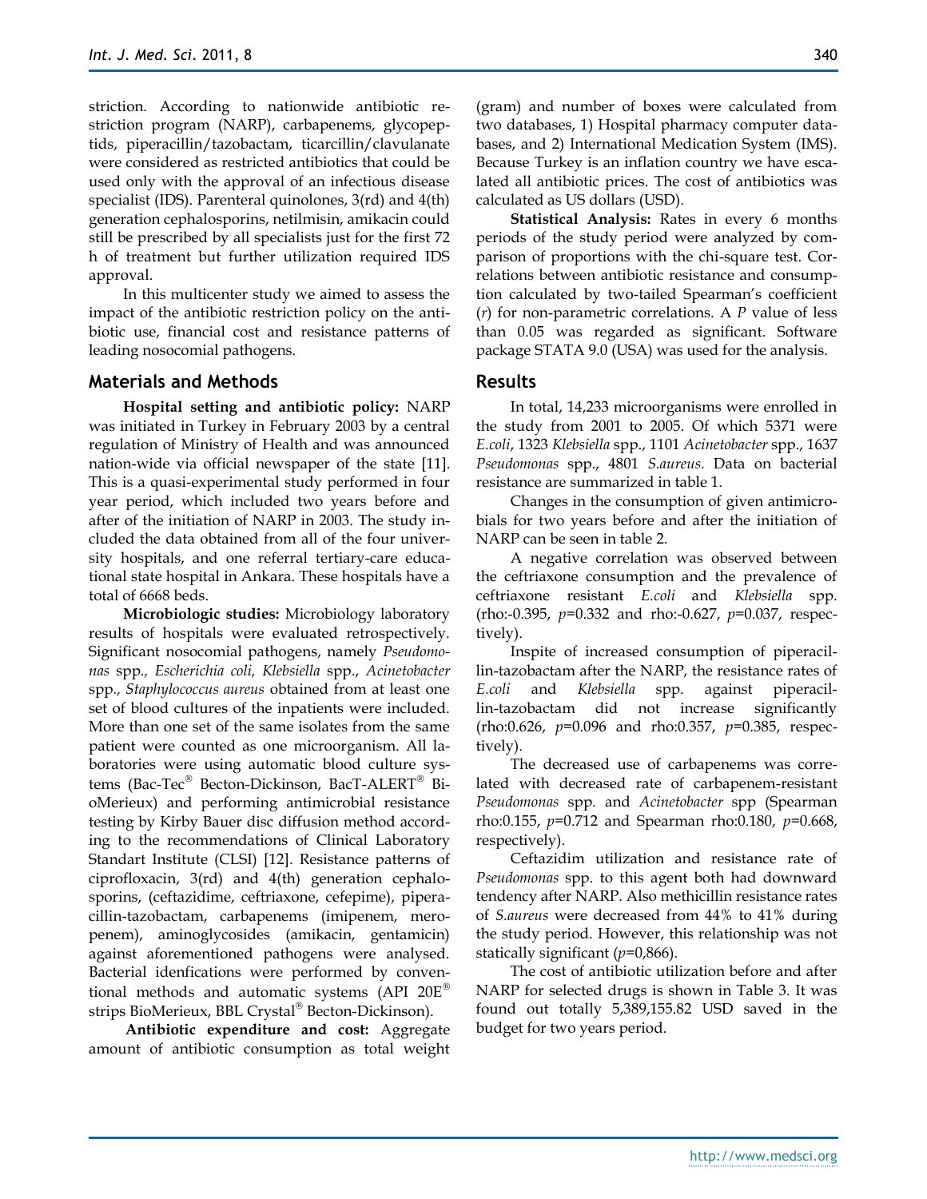striction. According to nationwide antibiotic restriction program (NARP), carbapenems, glycopeptids, piperacillin/tazobactam, ticarcillin/clavulanate were considered as restricted antibiotics that could be used only with the approval of an infectious disease specialist (IDS). Parenteral quinolones, 3(rd) and 4(th) generation cephalosporins, netilmisin, amikacin could still be prescribed by all specialists just for the first 72 h of treatment but further utilization required IDS approval.

In this multicenter study we aimed to assess the impact of the antibiotic restriction policy on the antibiotic use, financial cost and resistance patterns of leading nosocomial pathogens.

## Materials and Methods

**Hospital setting and antibiotic policy:** NARP was initiated in Turkey in February 2003 by a central regulation of Ministry of Health and was announced nation-wide via official newspaper of the state [11]. This is a quasi-experimental study performed in four year period, which included two years before and after of the initiation of NARP in 2003. The study included the data obtained from all of the four university hospitals, and one referral tertiary-care educational state hospital in Ankara. These hospitals have a total of 6668 beds.

**Microbiologic studies:** Microbiology laboratory results of hospitals were evaluated retrospectively. Significant nosocomial pathogens, namely *Pseudomonas* spp., *Escherichia coli, Klebsiella* spp., *Acinetobacter* spp., *Staphylococcus aureus* obtained from at least one set of blood cultures of the inpatients were included. More than one set of the same isolates from the same patient were counted as one microorganism. All laboratories were using automatic blood culture systems (Bac-Tec® Becton-Dickinson, BacT-ALERT® BioMerieux) and performing antimicrobial resistance testing by Kirby Bauer disc diffusion method according to the recommendations of Clinical Laboratory Standart Institute (CLSI) [12]. Resistance patterns of ciprofloxacin, 3(rd) and 4(th) generation cephalosporins, (ceftazidime, ceftriaxone, cefepime), piperacillin-tazobactam, carbapenems (imipenem, meropenem), aminoglycosides (amikacin, gentamicin) against aforementioned pathogens were analysed. Bacterial idenfications were performed by conventional methods and automatic systems (API 20E® strips BioMerieux, BBL Crystal® Becton-Dickinson).

**Antibiotic expenditure and cost:** Aggregate amount of antibiotic consumption as total weight (gram) and number of boxes were calculated from two databases, 1) Hospital pharmacy computer databases, and 2) International Medication System (IMS). Because Turkey is an inflation country we have escalated all antibiotic prices. The cost of antibiotics was calculated as US dollars (USD).

**Statistical Analysis:** Rates in every 6 months periods of the study period were analyzed by comparison of proportions with the chi-square test. Correlations between antibiotic resistance and consumption calculated by two-tailed Spearman's coefficient (*r*) for non-parametric correlations. A *P* value of less than 0.05 was regarded as significant. Software package STATA 9.0 (USA) was used for the analysis.

## Results

In total, 14,233 microorganisms were enrolled in the study from 2001 to 2005. Of which 5371 were *E.coli*, 1323 *Klebsiella* spp., 1101 *Acinetobacter* spp., 1637 *Pseudomonas* spp., 4801 *S.aureus*. Data on bacterial resistance are summarized in table 1.

Changes in the consumption of given antimicrobials for two years before and after the initiation of NARP can be seen in table 2.

A negative correlation was observed between the ceftriaxone consumption and the prevalence of ceftriaxone resistant *E.coli* and *Klebsiella* spp. (rho:-0.395, $p$=0.332 and rho:-0.627, $p$=0.037, respectively).

Inspite of increased consumption of piperacillin-tazobactam after the NARP, the resistance rates of *E.coli* and *Klebsiella* spp. against piperacillin-tazobactam did not increase significantly (rho:0.626, $p$=0.096 and rho:0.357, $p$=0.385, respectively).

The decreased use of carbapenems was correlated with decreased rate of carbapenem-resistant *Pseudomonas* spp. and *Acinetobacter* spp (Spearman rho:0.155, $p$=0.712 and Spearman rho:0.180, $p$=0.668, respectively).

Ceftazidim utilization and resistance rate of *Pseudomonas* spp. to this agent both had downward tendency after NARP. Also methicillin resistance rates of *S.aureus* were decreased from 44% to 41% during the study period. However, this relationship was not statically significant ($p$=0,866).

The cost of antibiotic utilization before and after NARP for selected drugs is shown in Table 3. It was found out totally 5,389,155.82 USD saved in the budget for two years period.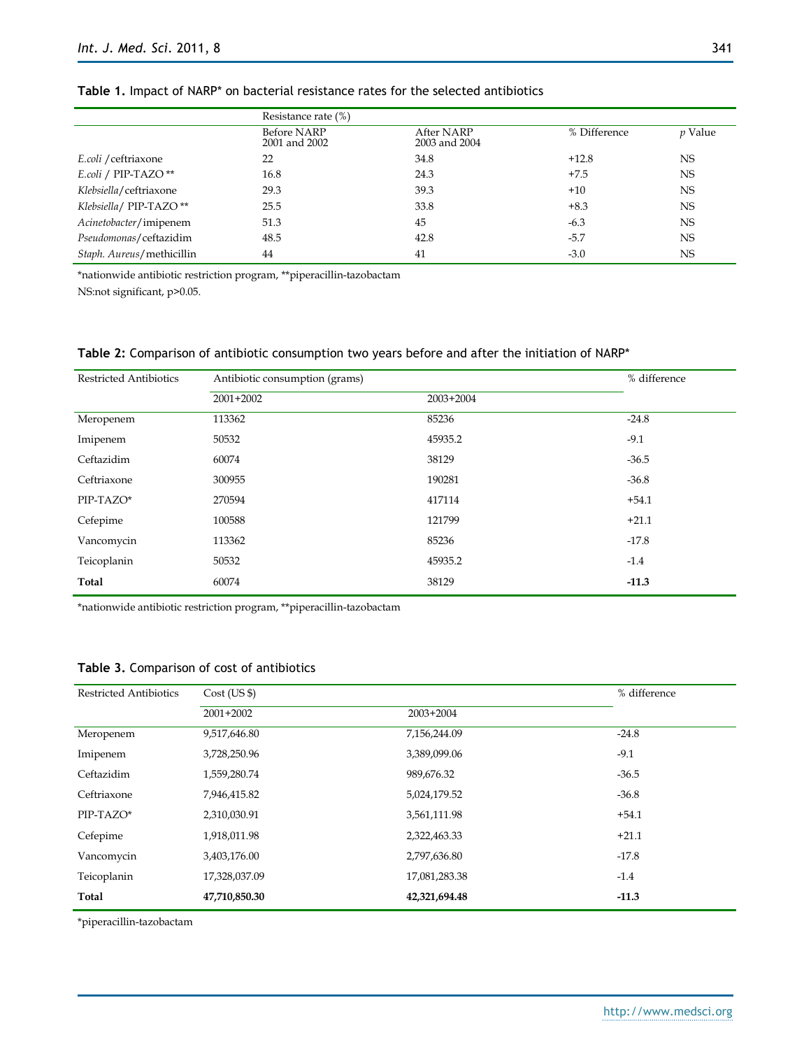**Table 1.** Impact of NARP* on bacterial resistance rates for the selected antibiotics

| | Resistance rate (%) | | | |
|---|---|---|---|---|
| | Before NARP 2001 and 2002 | After NARP 2003 and 2004 | % Difference | *p* Value |
| *E.coli* /ceftriaxone | 22 | 34.8 | +12.8 | NS |
| *E.coli* / PIP-TAZO ** | 16.8 | 24.3 | +7.5 | NS |
| *Klebsiella*/ceftriaxone | 29.3 | 39.3 | +10 | NS |
| *Klebsiella*/ PIP-TAZO ** | 25.5 | 33.8 | +8.3 | NS |
| *Acinetobacter*/imipenem | 51.3 | 45 | -6.3 | NS |
| *Pseudomonas*/ceftazidim | 48.5 | 42.8 | -5.7 | NS |
| *Staph. Aureus*/methicillin | 44 | 41 | -3.0 | NS |

*nationwide antibiotic restriction program, **piperacillin-tazobactam

NS:not significant, p>0.05.

**Table 2:** Comparison of antibiotic consumption two years before and after the initiation of NARP*

| Restricted Antibiotics | Antibiotic consumption (grams) | | % difference |
|---|---|---|---|
| | 2001+2002 | 2003+2004 | |
| Meropenem | 113362 | 85236 | -24.8 |
| Imipenem | 50532 | 45935.2 | -9.1 |
| Ceftazidim | 60074 | 38129 | -36.5 |
| Ceftriaxone | 300955 | 190281 | -36.8 |
| PIP-TAZO* | 270594 | 417114 | +54.1 |
| Cefepime | 100588 | 121799 | +21.1 |
| Vancomycin | 113362 | 85236 | -17.8 |
| Teicoplanin | 50532 | 45935.2 | -1.4 |
| **Total** | 60074 | 38129 | **-11.3** |

*nationwide antibiotic restriction program, **piperacillin-tazobactam

**Table 3.** Comparison of cost of antibiotics

| Restricted Antibiotics | Cost (US $) | | % difference |
|---|---|---|---|
| | 2001+2002 | 2003+2004 | |
| Meropenem | 9,517,646.80 | 7,156,244.09 | -24.8 |
| Imipenem | 3,728,250.96 | 3,389,099.06 | -9.1 |
| Ceftazidim | 1,559,280.74 | 989,676.32 | -36.5 |
| Ceftriaxone | 7,946,415.82 | 5,024,179.52 | -36.8 |
| PIP-TAZO* | 2,310,030.91 | 3,561,111.98 | +54.1 |
| Cefepime | 1,918,011.98 | 2,322,463.33 | +21.1 |
| Vancomycin | 3,403,176.00 | 2,797,636.80 | -17.8 |
| Teicoplanin | 17,328,037.09 | 17,081,283.38 | -1.4 |
| **Total** | **47,710,850.30** | **42,321,694.48** | **-11.3** |

*piperacillin-tazobactam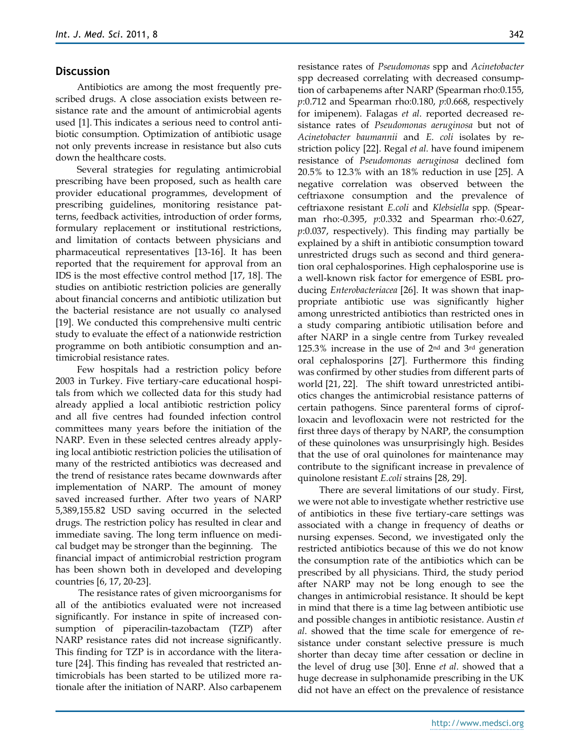## Discussion

Antibiotics are among the most frequently prescribed drugs. A close association exists between resistance rate and the amount of antimicrobial agents used [1]. This indicates a serious need to control antibiotic consumption. Optimization of antibiotic usage not only prevents increase in resistance but also cuts down the healthcare costs.

Several strategies for regulating antimicrobial prescribing have been proposed, such as health care provider educational programmes, development of prescribing guidelines, monitoring resistance patterns, feedback activities, introduction of order forms, formulary replacement or institutional restrictions, and limitation of contacts between physicians and pharmaceutical representatives [13-16]. It has been reported that the requirement for approval from an IDS is the most effective control method [17, 18]. The studies on antibiotic restriction policies are generally about financial concerns and antibiotic utilization but the bacterial resistance are not usually co analysed [19]. We conducted this comprehensive multi centric study to evaluate the effect of a nationwide restriction programme on both antibiotic consumption and antimicrobial resistance rates.

Few hospitals had a restriction policy before 2003 in Turkey. Five tertiary-care educational hospitals from which we collected data for this study had already applied a local antibiotic restriction policy and all five centres had founded infection control committees many years before the initiation of the NARP. Even in these selected centres already applying local antibiotic restriction policies the utilisation of many of the restricted antibiotics was decreased and the trend of resistance rates became downwards after implementation of NARP. The amount of money saved increased further. After two years of NARP 5,389,155.82 USD saving occurred in the selected drugs. The restriction policy has resulted in clear and immediate saving. The long term influence on medical budget may be stronger than the beginning. The financial impact of antimicrobial restriction program has been shown both in developed and developing countries [6, 17, 20-23].

The resistance rates of given microorganisms for all of the antibiotics evaluated were not increased significantly. For instance in spite of increased consumption of piperacilin-tazobactam (TZP) after NARP resistance rates did not increase significantly. This finding for TZP is in accordance with the literature [24]. This finding has revealed that restricted antimicrobials has been started to be utilized more rationale after the initiation of NARP. Also carbapenem resistance rates of *Pseudomonas* spp and *Acinetobacter* spp decreased correlating with decreased consumption of carbapenems after NARP (Spearman rho:0.155, *p*:0.712 and Spearman rho:0.180, *p*:0.668, respectively for imipenem). Falagas *et al*. reported decreased resistance rates of *Pseudomonas aeruginosa* but not of *Acinetobacter baumannii* and *E. coli* isolates by restriction policy [22]. Regal *et al.* have found imipenem resistance of *Pseudomonas aeruginosa* declined fom 20.5% to 12.3% with an 18% reduction in use [25]. A negative correlation was observed between the ceftriaxone consumption and the prevalence of ceftriaxone resistant *E.coli* and *Klebsiella* spp. (Spearman rho:-0.395, *p*:0.332 and Spearman rho:-0.627, *p*:0.037, respectively). This finding may partially be explained by a shift in antibiotic consumption toward unrestricted drugs such as second and third generation oral cephalosporines. High cephalosporine use is a well-known risk factor for emergence of ESBL producing *Enterobacteriacea* [26]. It was shown that inappropriate antibiotic use was significantly higher among unrestricted antibiotics than restricted ones in a study comparing antibiotic utilisation before and after NARP in a single centre from Turkey revealed 125.3% increase in the use of 2nd and 3rd generation oral cephalosporins [27]. Furthermore this finding was confirmed by other studies from different parts of world [21, 22]. The shift toward unrestricted antibiotics changes the antimicrobial resistance patterns of certain pathogens. Since parenteral forms of ciprofloxacin and levofloxacin were not restricted for the first three days of therapy by NARP, the consumption of these quinolones was unsurprisingly high. Besides that the use of oral quinolones for maintenance may contribute to the significant increase in prevalence of quinolone resistant *E.coli* strains [28, 29].

There are several limitations of our study. First, we were not able to investigate whether restrictive use of antibiotics in these five tertiary-care settings was associated with a change in frequency of deaths or nursing expenses. Second, we investigated only the restricted antibiotics because of this we do not know the consumption rate of the antibiotics which can be prescribed by all physicians. Third, the study period after NARP may not be long enough to see the changes in antimicrobial resistance. It should be kept in mind that there is a time lag between antibiotic use and possible changes in antibiotic resistance. Austin *et al*. showed that the time scale for emergence of resistance under constant selective pressure is much shorter than decay time after cessation or decline in the level of drug use [30]. Enne *et al*. showed that a huge decrease in sulphonamide prescribing in the UK did not have an effect on the prevalence of resistance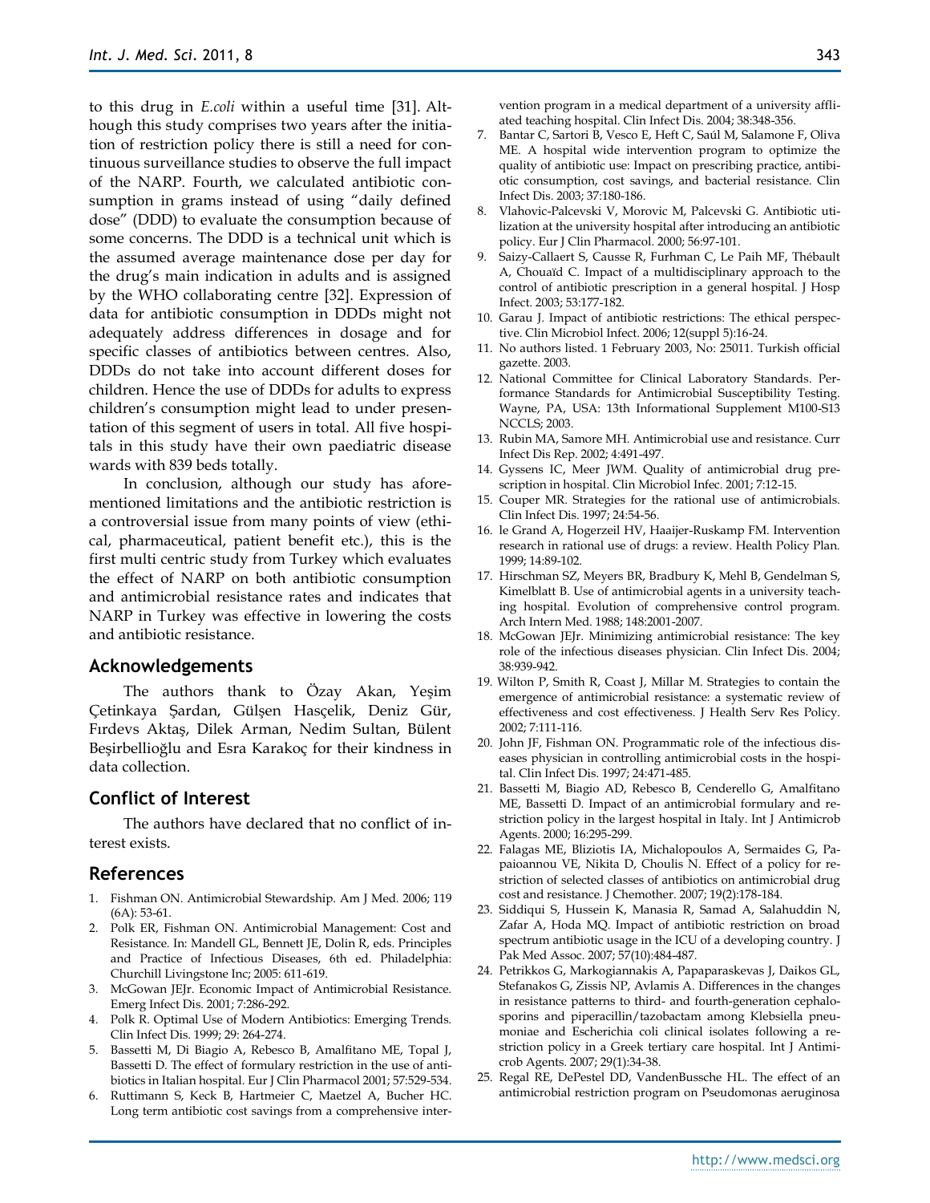to this drug in *E.coli* within a useful time [31]. Although this study comprises two years after the initiation of restriction policy there is still a need for continuous surveillance studies to observe the full impact of the NARP. Fourth, we calculated antibiotic consumption in grams instead of using "daily defined dose" (DDD) to evaluate the consumption because of some concerns. The DDD is a technical unit which is the assumed average maintenance dose per day for the drug's main indication in adults and is assigned by the WHO collaborating centre [32]. Expression of data for antibiotic consumption in DDDs might not adequately address differences in dosage and for specific classes of antibiotics between centres. Also, DDDs do not take into account different doses for children. Hence the use of DDDs for adults to express children's consumption might lead to under presentation of this segment of users in total. All five hospitals in this study have their own paediatric disease wards with 839 beds totally.

In conclusion, although our study has aforementioned limitations and the antibiotic restriction is a controversial issue from many points of view (ethical, pharmaceutical, patient benefit etc.), this is the first multi centric study from Turkey which evaluates the effect of NARP on both antibiotic consumption and antimicrobial resistance rates and indicates that NARP in Turkey was effective in lowering the costs and antibiotic resistance.

## Acknowledgements

The authors thank to Özay Akan, Yeşim Çetinkaya Şardan, Gülşen Hasçelik, Deniz Gür, Fırdevs Aktaş, Dilek Arman, Nedim Sultan, Bülent Beşirbellioğlu and Esra Karakoç for their kindness in data collection.

## Conflict of Interest

The authors have declared that no conflict of interest exists.

## References

1. Fishman ON. Antimicrobial Stewardship. Am J Med. 2006; 119 (6A): 53-61.
2. Polk ER, Fishman ON. Antimicrobial Management: Cost and Resistance. In: Mandell GL, Bennett JE, Dolin R, eds. Principles and Practice of Infectious Diseases, 6th ed. Philadelphia: Churchill Livingstone Inc; 2005: 611-619.
3. McGowan JEJr. Economic Impact of Antimicrobial Resistance. Emerg Infect Dis. 2001; 7:286-292.
4. Polk R. Optimal Use of Modern Antibiotics: Emerging Trends. Clin Infect Dis. 1999; 29: 264-274.
5. Bassetti M, Di Biagio A, Rebesco B, Amalfitano ME, Topal J, Bassetti D. The effect of formulary restriction in the use of antibiotics in Italian hospital. Eur J Clin Pharmacol 2001; 57:529-534.
6. Ruttimann S, Keck B, Hartmeier C, Maetzel A, Bucher HC. Long term antibiotic cost savings from a comprehensive intervention program in a medical department of a university affiliated teaching hospital. Clin Infect Dis. 2004; 38:348-356.
7. Bantar C, Sartori B, Vesco E, Heft C, Saúl M, Salamone F, Oliva ME. A hospital wide intervention program to optimize the quality of antibiotic use: Impact on prescribing practice, antibiotic consumption, cost savings, and bacterial resistance. Clin Infect Dis. 2003; 37:180-186.
8. Vlahovic-Palcevski V, Morovic M, Palcevski G. Antibiotic utilization at the university hospital after introducing an antibiotic policy. Eur J Clin Pharmacol. 2000; 56:97-101.
9. Saizy-Callaert S, Causse R, Furhman C, Le Paih MF, Thébault A, Chouaïd C. Impact of a multidisciplinary approach to the control of antibiotic prescription in a general hospital. J Hosp Infect. 2003; 53:177-182.
10. Garau J. Impact of antibiotic restrictions: The ethical perspective. Clin Microbiol Infect. 2006; 12(suppl 5):16-24.
11. No authors listed. 1 February 2003, No: 25011. Turkish official gazette. 2003.
12. National Committee for Clinical Laboratory Standards. Performance Standards for Antimicrobial Susceptibility Testing. Wayne, PA, USA: 13th Informational Supplement M100-S13 NCCLS; 2003.
13. Rubin MA, Samore MH. Antimicrobial use and resistance. Curr Infect Dis Rep. 2002; 4:491-497.
14. Gyssens IC, Meer JWM. Quality of antimicrobial drug prescription in hospital. Clin Microbiol Infec. 2001; 7:12-15.
15. Couper MR. Strategies for the rational use of antimicrobials. Clin Infect Dis. 1997; 24:54-56.
16. le Grand A, Hogerzeil HV, Haaijer-Ruskamp FM. Intervention research in rational use of drugs: a review. Health Policy Plan. 1999; 14:89-102.
17. Hirschman SZ, Meyers BR, Bradbury K, Mehl B, Gendelman S, Kimelblatt B. Use of antimicrobial agents in a university teaching hospital. Evolution of comprehensive control program. Arch Intern Med. 1988; 148:2001-2007.
18. McGowan JEJr. Minimizing antimicrobial resistance: The key role of the infectious diseases physician. Clin Infect Dis. 2004; 38:939-942.
19. Wilton P, Smith R, Coast J, Millar M. Strategies to contain the emergence of antimicrobial resistance: a systematic review of effectiveness and cost effectiveness. J Health Serv Res Policy. 2002; 7:111-116.
20. John JF, Fishman ON. Programmatic role of the infectious diseases physician in controlling antimicrobial costs in the hospital. Clin Infect Dis. 1997; 24:471-485.
21. Bassetti M, Biagio AD, Rebesco B, Cenderello G, Amalfitano ME, Bassetti D. Impact of an antimicrobial formulary and restriction policy in the largest hospital in Italy. Int J Antimicrob Agents. 2000; 16:295-299.
22. Falagas ME, Bliziotis IA, Michalopoulos A, Sermaides G, Papaioannou VE, Nikita D, Choulis N. Effect of a policy for restriction of selected classes of antibiotics on antimicrobial drug cost and resistance. J Chemother. 2007; 19(2):178-184.
23. Siddiqui S, Hussein K, Manasia R, Samad A, Salahuddin N, Zafar A, Hoda MQ. Impact of antibiotic restriction on broad spectrum antibiotic usage in the ICU of a developing country. J Pak Med Assoc. 2007; 57(10):484-487.
24. Petrikkos G, Markogiannakis A, Papaparaskevas J, Daikos GL, Stefanakos G, Zissis NP, Avlamis A. Differences in the changes in resistance patterns to third- and fourth-generation cephalosporins and piperacillin/tazobactam among Klebsiella pneumoniae and Escherichia coli clinical isolates following a restriction policy in a Greek tertiary care hospital. Int J Antimicrob Agents. 2007; 29(1):34-38.
25. Regal RE, DePestel DD, VandenBussche HL. The effect of an antimicrobial restriction program on Pseudomonas aeruginosa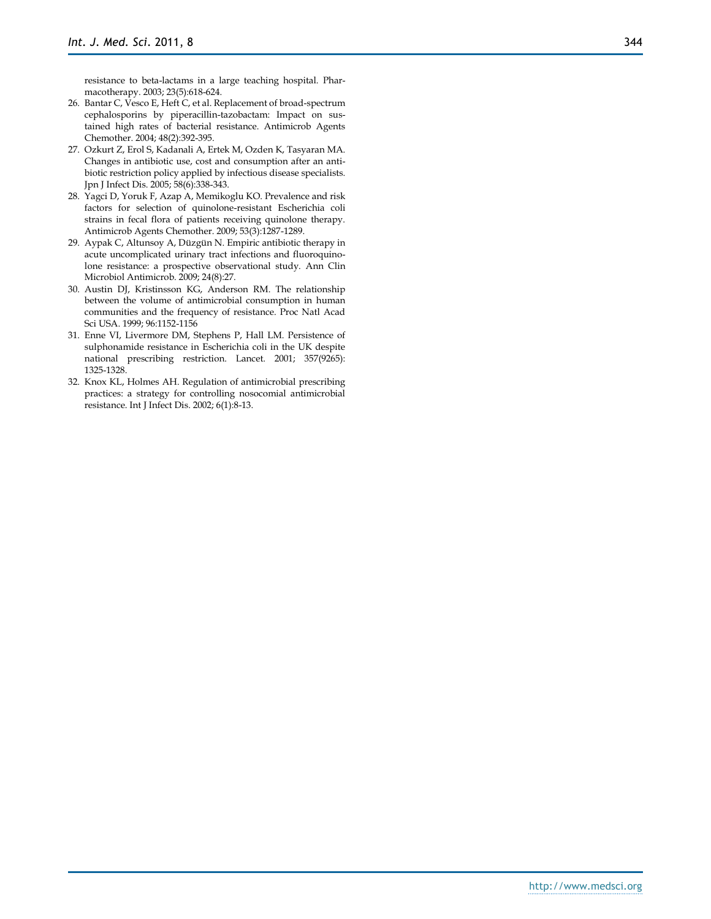resistance to beta-lactams in a large teaching hospital. Pharmacotherapy. 2003; 23(5):618-624.

26. Bantar C, Vesco E, Heft C, et al. Replacement of broad-spectrum cephalosporins by piperacillin-tazobactam: Impact on sustained high rates of bacterial resistance. Antimicrob Agents Chemother. 2004; 48(2):392-395.
27. Ozkurt Z, Erol S, Kadanali A, Ertek M, Ozden K, Tasyaran MA. Changes in antibiotic use, cost and consumption after an antibiotic restriction policy applied by infectious disease specialists. Jpn J Infect Dis. 2005; 58(6):338-343.
28. Yagci D, Yoruk F, Azap A, Memikoglu KO. Prevalence and risk factors for selection of quinolone-resistant Escherichia coli strains in fecal flora of patients receiving quinolone therapy. Antimicrob Agents Chemother. 2009; 53(3):1287-1289.
29. Aypak C, Altunsoy A, Düzgün N. Empiric antibiotic therapy in acute uncomplicated urinary tract infections and fluoroquinolone resistance: a prospective observational study. Ann Clin Microbiol Antimicrob. 2009; 24(8):27.
30. Austin DJ, Kristinsson KG, Anderson RM. The relationship between the volume of antimicrobial consumption in human communities and the frequency of resistance. Proc Natl Acad Sci USA. 1999; 96:1152-1156
31. Enne VI, Livermore DM, Stephens P, Hall LM. Persistence of sulphonamide resistance in Escherichia coli in the UK despite national prescribing restriction. Lancet. 2001; 357(9265): 1325-1328.
32. Knox KL, Holmes AH. Regulation of antimicrobial prescribing practices: a strategy for controlling nosocomial antimicrobial resistance. Int J Infect Dis. 2002; 6(1):8-13.